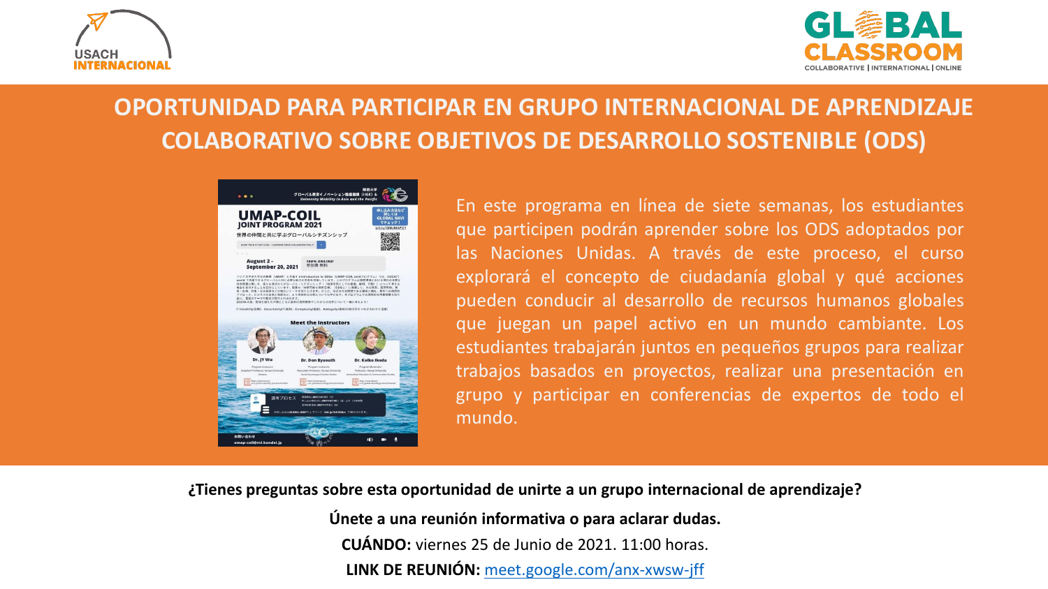USACH INTERNACIONAL

GLOBAL CLASSROOM
COLLABORATIVE | INTERNATIONAL | ONLINE

# OPORTUNIDAD PARA PARTICIPAR EN GRUPO INTERNACIONAL DE APRENDIZAJE COLABORATIVO SOBRE OBJETIVOS DE DESARROLLO SOSTENIBLE (ODS)

En este programa en línea de siete semanas, los estudiantes que participen podrán aprender sobre los ODS adoptados por las Naciones Unidas. A través de este proceso, el curso explorará el concepto de ciudadanía global y qué acciones pueden conducir al desarrollo de recursos humanos globales que juegan un papel activo en un mundo cambiante. Los estudiantes trabajarán juntos en pequeños grupos para realizar trabajos basados en proyectos, realizar una presentación en grupo y participar en conferencias de expertos de todo el mundo.

**¿Tienes preguntas sobre esta oportunidad de unirte a un grupo internacional de aprendizaje?**

**Únete a una reunión informativa o para aclarar dudas.**

**CUÁNDO:** viernes 25 de Junio de 2021. 11:00 horas.

**LINK DE REUNIÓN:** meet.google.com/anx-xwsw-jff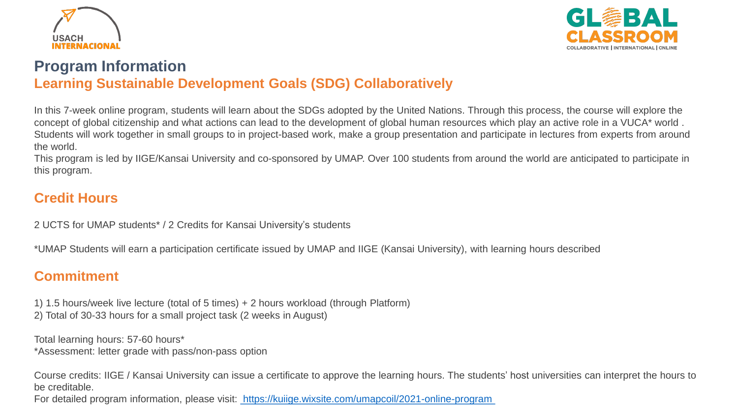# Program Information

## Learning Sustainable Development Goals (SDG) Collaboratively

In this 7-week online program, students will learn about the SDGs adopted by the United Nations. Through this process, the course will explore the concept of global citizenship and what actions can lead to the development of global human resources which play an active role in a VUCA* world . Students will work together in small groups to in project-based work, make a group presentation and participate in lectures from experts from around the world.

This program is led by IIGE/Kansai University and co-sponsored by UMAP. Over 100 students from around the world are anticipated to participate in this program.

## Credit Hours

2 UCTS for UMAP students* / 2 Credits for Kansai University's students

*UMAP Students will earn a participation certificate issued by UMAP and IIGE (Kansai University), with learning hours described

## Commitment

1) 1.5 hours/week live lecture (total of 5 times) + 2 hours workload (through Platform)
2) Total of 30-33 hours for a small project task (2 weeks in August)

Total learning hours: 57-60 hours*
*Assessment: letter grade with pass/non-pass option

Course credits: IIGE / Kansai University can issue a certificate to approve the learning hours. The students' host universities can interpret the hours to be creditable.
For detailed program information, please visit: https://kuiige.wixsite.com/umapcoil/2021-online-program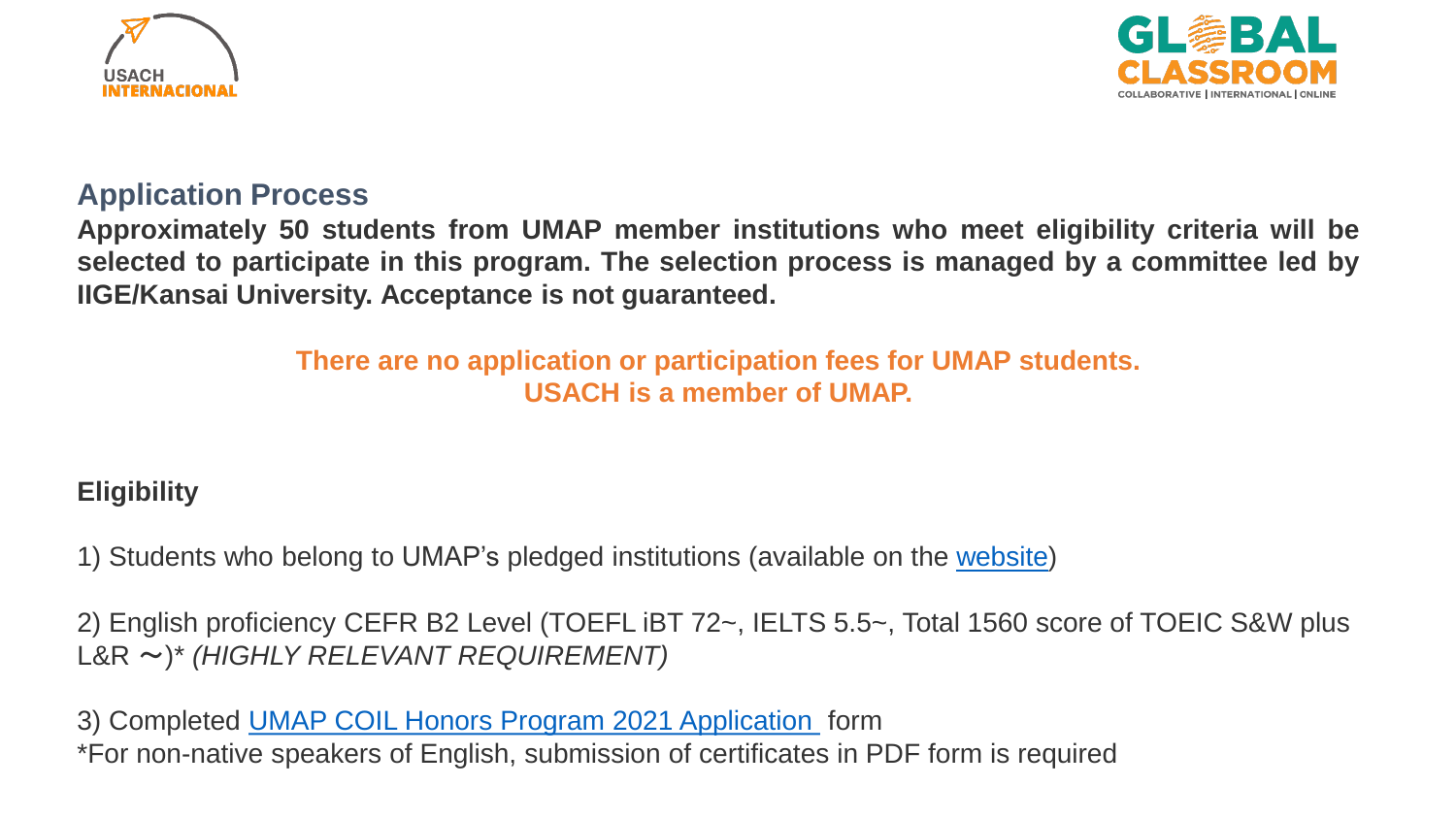## Application Process

**Approximately 50 students from UMAP member institutions who meet eligibility criteria will be selected to participate in this program. The selection process is managed by a committee led by IIGE/Kansai University. Acceptance is not guaranteed.**

**There are no application or participation fees for UMAP students.**
**USACH is a member of UMAP.**

### Eligibility

1) Students who belong to UMAP's pledged institutions (available on the website)

2) English proficiency CEFR B2 Level (TOEFL iBT 72~, IELTS 5.5~, Total 1560 score of TOEIC S&W plus L&R ～)* *(HIGHLY RELEVANT REQUIREMENT)*

3) Completed UMAP COIL Honors Program 2021 Application form

*For non-native speakers of English, submission of certificates in PDF form is required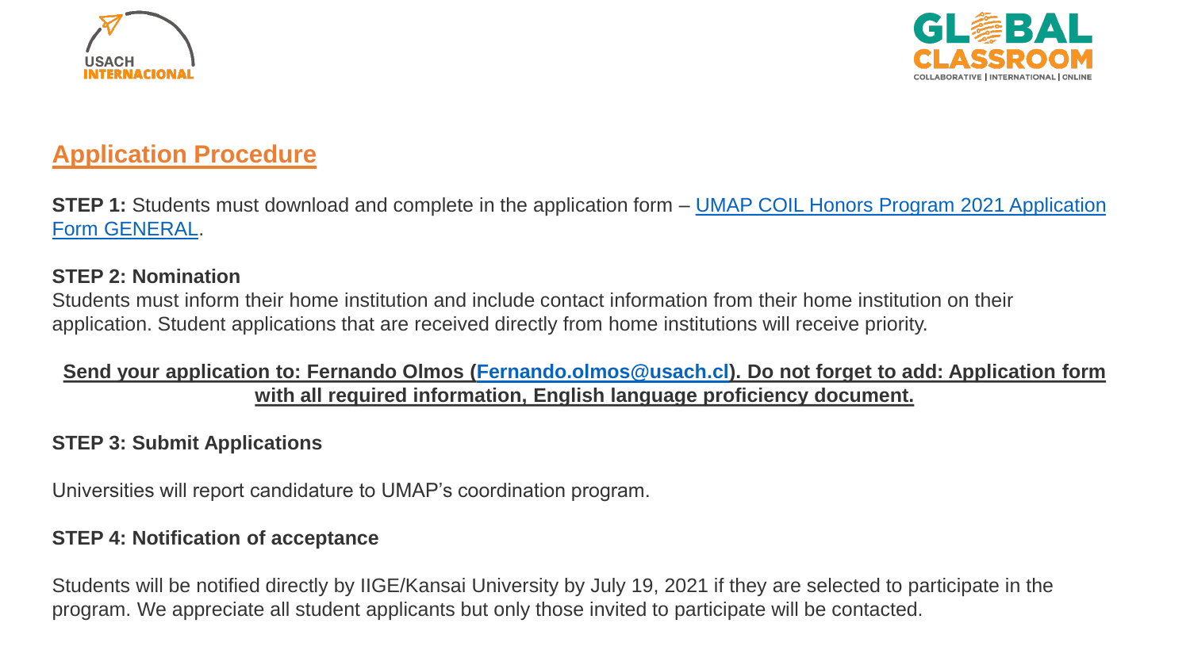## Application Procedure

**STEP 1:** Students must download and complete in the application form – UMAP COIL Honors Program 2021 Application Form GENERAL.

**STEP 2: Nomination**
Students must inform their home institution and include contact information from their home institution on their application. Student applications that are received directly from home institutions will receive priority.

**Send your application to: Fernando Olmos (Fernando.olmos@usach.cl). Do not forget to add: Application form with all required information, English language proficiency document.**

**STEP 3: Submit Applications**

Universities will report candidature to UMAP's coordination program.

**STEP 4: Notification of acceptance**

Students will be notified directly by IIGE/Kansai University by July 19, 2021 if they are selected to participate in the program. We appreciate all student applicants but only those invited to participate will be contacted.